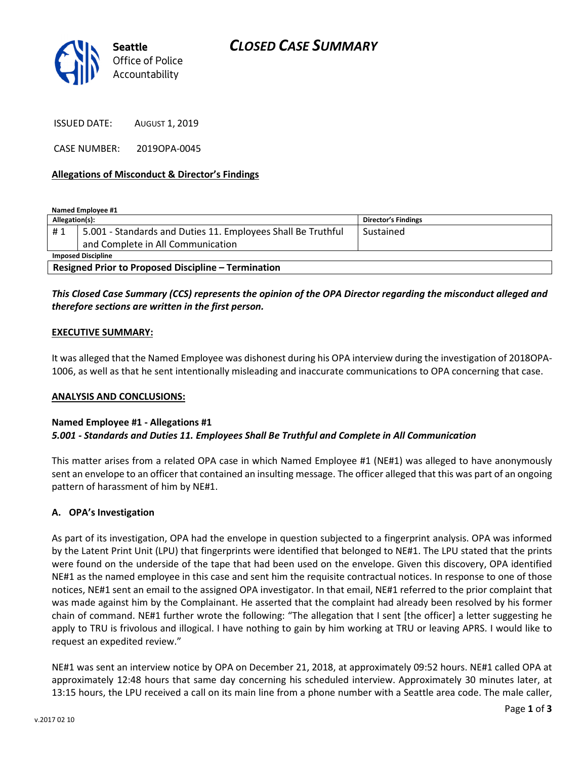Seattle Office of Police Accountability

# CLOSED CASE SUMMARY

ISSUED DATE: AUGUST 1, 2019

CASE NUMBER: 2019OPA-0045

**Allegations of Misconduct & Director's Findings**

**Named Employee #1**

| Allegation(s): | | Director's Findings |
|---|---|---|
| # 1 | 5.001 - Standards and Duties 11. Employees Shall Be Truthful and Complete in All Communication | Sustained |
| **Imposed Discipline** | | |
| **Resigned Prior to Proposed Discipline – Termination** | | |

***This Closed Case Summary (CCS) represents the opinion of the OPA Director regarding the misconduct alleged and therefore sections are written in the first person.***

**EXECUTIVE SUMMARY:**

It was alleged that the Named Employee was dishonest during his OPA interview during the investigation of 2018OPA-1006, as well as that he sent intentionally misleading and inaccurate communications to OPA concerning that case.

**ANALYSIS AND CONCLUSIONS:**

**Named Employee #1 - Allegations #1**
***5.001 - Standards and Duties 11. Employees Shall Be Truthful and Complete in All Communication***

This matter arises from a related OPA case in which Named Employee #1 (NE#1) was alleged to have anonymously sent an envelope to an officer that contained an insulting message. The officer alleged that this was part of an ongoing pattern of harassment of him by NE#1.

**A. OPA's Investigation**

As part of its investigation, OPA had the envelope in question subjected to a fingerprint analysis. OPA was informed by the Latent Print Unit (LPU) that fingerprints were identified that belonged to NE#1. The LPU stated that the prints were found on the underside of the tape that had been used on the envelope. Given this discovery, OPA identified NE#1 as the named employee in this case and sent him the requisite contractual notices. In response to one of those notices, NE#1 sent an email to the assigned OPA investigator. In that email, NE#1 referred to the prior complaint that was made against him by the Complainant. He asserted that the complaint had already been resolved by his former chain of command. NE#1 further wrote the following: "The allegation that I sent [the officer] a letter suggesting he apply to TRU is frivolous and illogical. I have nothing to gain by him working at TRU or leaving APRS. I would like to request an expedited review."

NE#1 was sent an interview notice by OPA on December 21, 2018, at approximately 09:52 hours. NE#1 called OPA at approximately 12:48 hours that same day concerning his scheduled interview. Approximately 30 minutes later, at 13:15 hours, the LPU received a call on its main line from a phone number with a Seattle area code. The male caller,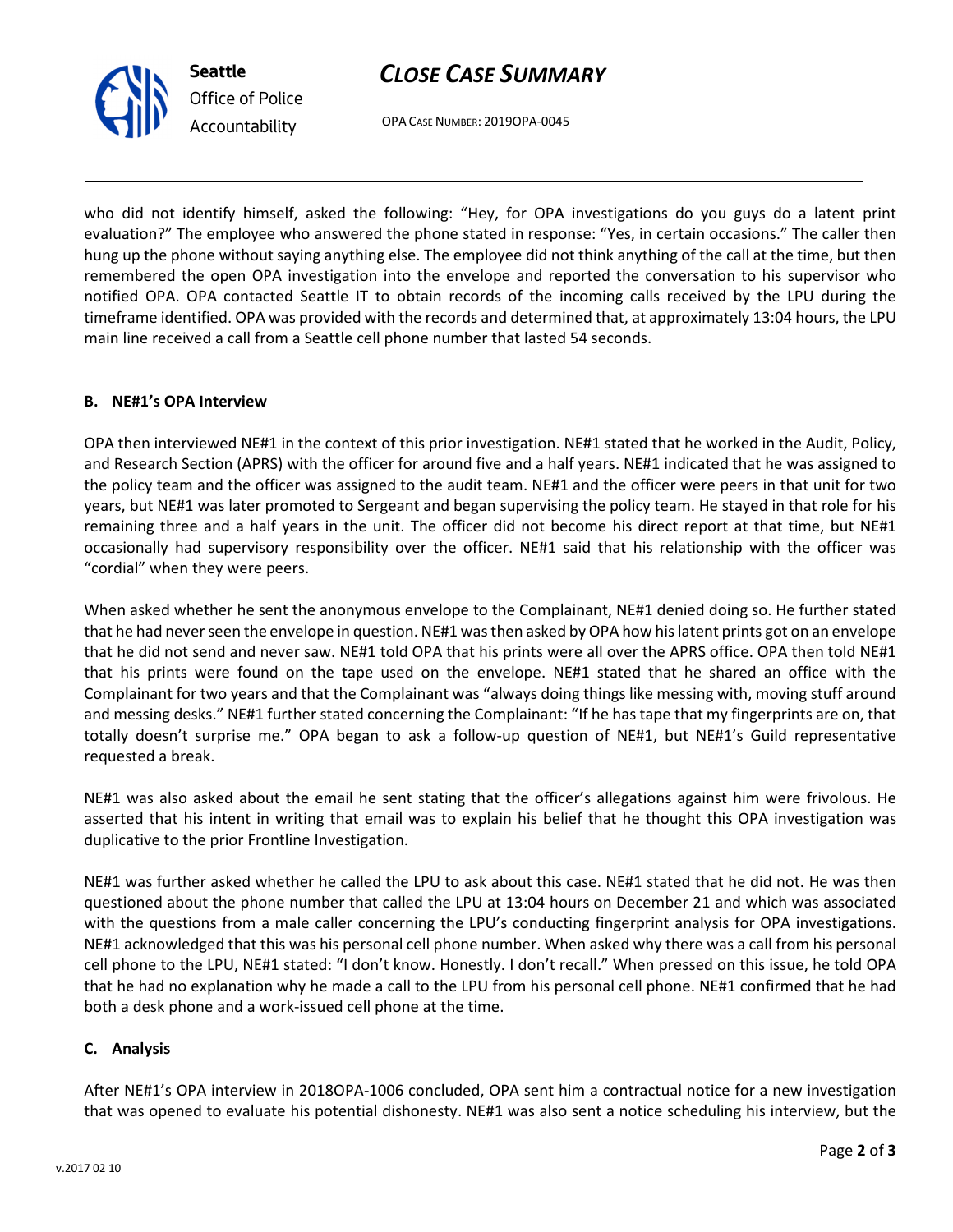who did not identify himself, asked the following: "Hey, for OPA investigations do you guys do a latent print evaluation?" The employee who answered the phone stated in response: "Yes, in certain occasions." The caller then hung up the phone without saying anything else. The employee did not think anything of the call at the time, but then remembered the open OPA investigation into the envelope and reported the conversation to his supervisor who notified OPA. OPA contacted Seattle IT to obtain records of the incoming calls received by the LPU during the timeframe identified. OPA was provided with the records and determined that, at approximately 13:04 hours, the LPU main line received a call from a Seattle cell phone number that lasted 54 seconds.

### B. NE#1's OPA Interview

OPA then interviewed NE#1 in the context of this prior investigation. NE#1 stated that he worked in the Audit, Policy, and Research Section (APRS) with the officer for around five and a half years. NE#1 indicated that he was assigned to the policy team and the officer was assigned to the audit team. NE#1 and the officer were peers in that unit for two years, but NE#1 was later promoted to Sergeant and began supervising the policy team. He stayed in that role for his remaining three and a half years in the unit. The officer did not become his direct report at that time, but NE#1 occasionally had supervisory responsibility over the officer. NE#1 said that his relationship with the officer was "cordial" when they were peers.

When asked whether he sent the anonymous envelope to the Complainant, NE#1 denied doing so. He further stated that he had never seen the envelope in question. NE#1 was then asked by OPA how his latent prints got on an envelope that he did not send and never saw. NE#1 told OPA that his prints were all over the APRS office. OPA then told NE#1 that his prints were found on the tape used on the envelope. NE#1 stated that he shared an office with the Complainant for two years and that the Complainant was "always doing things like messing with, moving stuff around and messing desks." NE#1 further stated concerning the Complainant: "If he has tape that my fingerprints are on, that totally doesn't surprise me." OPA began to ask a follow-up question of NE#1, but NE#1's Guild representative requested a break.

NE#1 was also asked about the email he sent stating that the officer's allegations against him were frivolous. He asserted that his intent in writing that email was to explain his belief that he thought this OPA investigation was duplicative to the prior Frontline Investigation.

NE#1 was further asked whether he called the LPU to ask about this case. NE#1 stated that he did not. He was then questioned about the phone number that called the LPU at 13:04 hours on December 21 and which was associated with the questions from a male caller concerning the LPU's conducting fingerprint analysis for OPA investigations. NE#1 acknowledged that this was his personal cell phone number. When asked why there was a call from his personal cell phone to the LPU, NE#1 stated: "I don't know. Honestly. I don't recall." When pressed on this issue, he told OPA that he had no explanation why he made a call to the LPU from his personal cell phone. NE#1 confirmed that he had both a desk phone and a work-issued cell phone at the time.

### C. Analysis

After NE#1's OPA interview in 2018OPA-1006 concluded, OPA sent him a contractual notice for a new investigation that was opened to evaluate his potential dishonesty. NE#1 was also sent a notice scheduling his interview, but the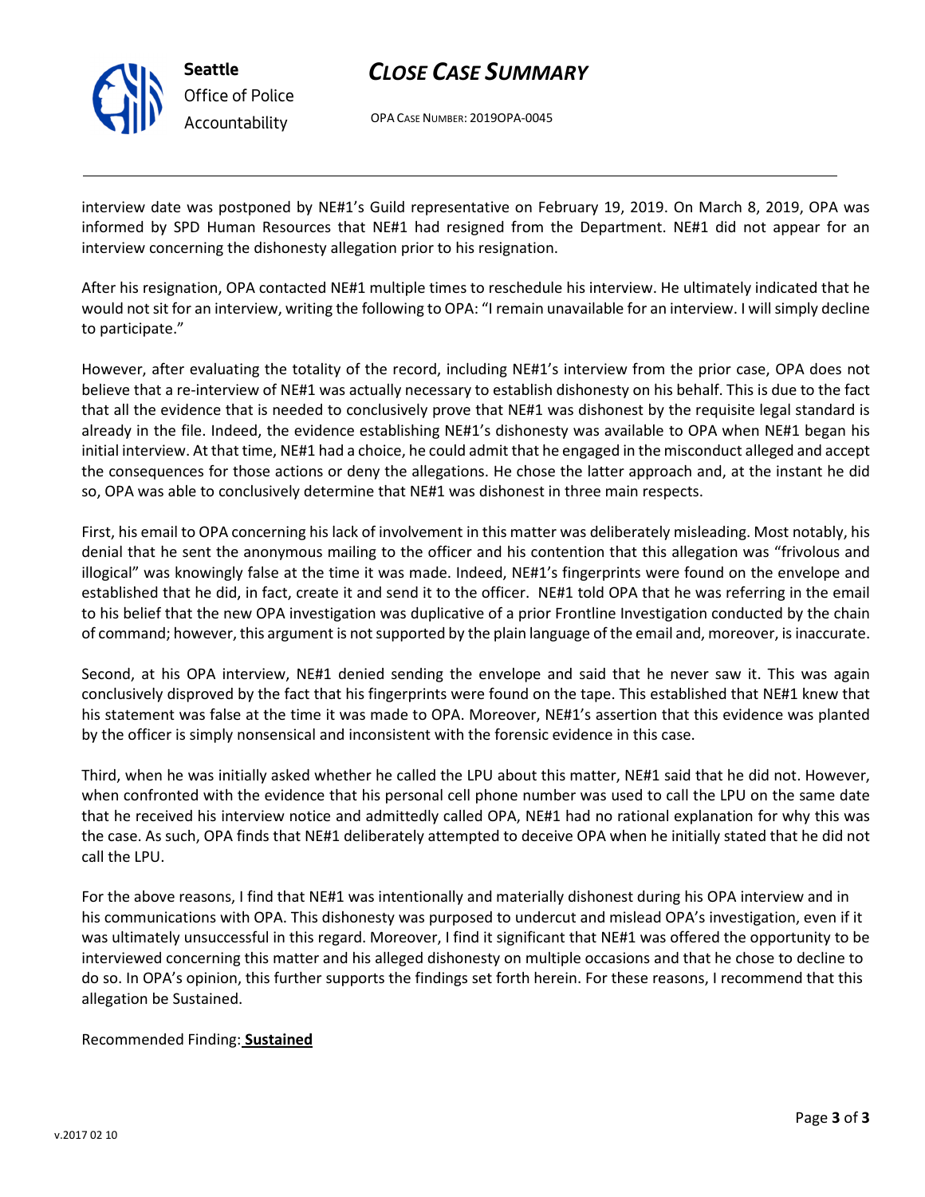interview date was postponed by NE#1's Guild representative on February 19, 2019. On March 8, 2019, OPA was informed by SPD Human Resources that NE#1 had resigned from the Department. NE#1 did not appear for an interview concerning the dishonesty allegation prior to his resignation.

After his resignation, OPA contacted NE#1 multiple times to reschedule his interview. He ultimately indicated that he would not sit for an interview, writing the following to OPA: "I remain unavailable for an interview. I will simply decline to participate."

However, after evaluating the totality of the record, including NE#1's interview from the prior case, OPA does not believe that a re-interview of NE#1 was actually necessary to establish dishonesty on his behalf. This is due to the fact that all the evidence that is needed to conclusively prove that NE#1 was dishonest by the requisite legal standard is already in the file. Indeed, the evidence establishing NE#1's dishonesty was available to OPA when NE#1 began his initial interview. At that time, NE#1 had a choice, he could admit that he engaged in the misconduct alleged and accept the consequences for those actions or deny the allegations. He chose the latter approach and, at the instant he did so, OPA was able to conclusively determine that NE#1 was dishonest in three main respects.

First, his email to OPA concerning his lack of involvement in this matter was deliberately misleading. Most notably, his denial that he sent the anonymous mailing to the officer and his contention that this allegation was "frivolous and illogical" was knowingly false at the time it was made. Indeed, NE#1's fingerprints were found on the envelope and established that he did, in fact, create it and send it to the officer. NE#1 told OPA that he was referring in the email to his belief that the new OPA investigation was duplicative of a prior Frontline Investigation conducted by the chain of command; however, this argument is not supported by the plain language of the email and, moreover, is inaccurate.

Second, at his OPA interview, NE#1 denied sending the envelope and said that he never saw it. This was again conclusively disproved by the fact that his fingerprints were found on the tape. This established that NE#1 knew that his statement was false at the time it was made to OPA. Moreover, NE#1's assertion that this evidence was planted by the officer is simply nonsensical and inconsistent with the forensic evidence in this case.

Third, when he was initially asked whether he called the LPU about this matter, NE#1 said that he did not. However, when confronted with the evidence that his personal cell phone number was used to call the LPU on the same date that he received his interview notice and admittedly called OPA, NE#1 had no rational explanation for why this was the case. As such, OPA finds that NE#1 deliberately attempted to deceive OPA when he initially stated that he did not call the LPU.

For the above reasons, I find that NE#1 was intentionally and materially dishonest during his OPA interview and in his communications with OPA. This dishonesty was purposed to undercut and mislead OPA's investigation, even if it was ultimately unsuccessful in this regard. Moreover, I find it significant that NE#1 was offered the opportunity to be interviewed concerning this matter and his alleged dishonesty on multiple occasions and that he chose to decline to do so. In OPA's opinion, this further supports the findings set forth herein. For these reasons, I recommend that this allegation be Sustained.

Recommended Finding: **Sustained**